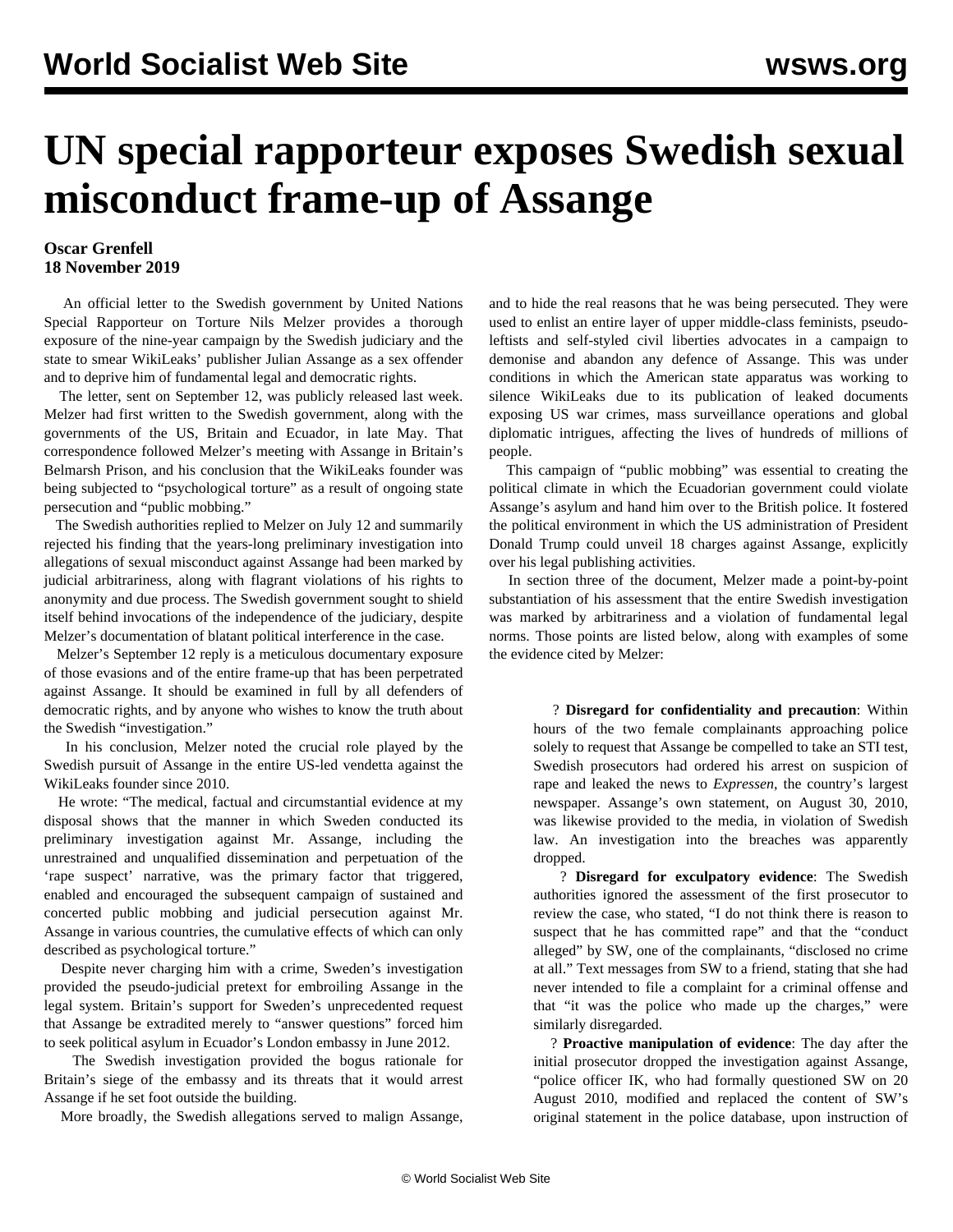# UN special rapporteur exposes Swedish sexual misconduct frame-up of Assange

**Oscar Grenfell**
**18 November 2019**

An official letter to the Swedish government by United Nations Special Rapporteur on Torture Nils Melzer provides a thorough exposure of the nine-year campaign by the Swedish judiciary and the state to smear WikiLeaks' publisher Julian Assange as a sex offender and to deprive him of fundamental legal and democratic rights.

The letter, sent on September 12, was publicly released last week. Melzer had first written to the Swedish government, along with the governments of the US, Britain and Ecuador, in late May. That correspondence followed Melzer's meeting with Assange in Britain's Belmarsh Prison, and his conclusion that the WikiLeaks founder was being subjected to "psychological torture" as a result of ongoing state persecution and "public mobbing."

The Swedish authorities replied to Melzer on July 12 and summarily rejected his finding that the years-long preliminary investigation into allegations of sexual misconduct against Assange had been marked by judicial arbitrariness, along with flagrant violations of his rights to anonymity and due process. The Swedish government sought to shield itself behind invocations of the independence of the judiciary, despite Melzer's documentation of blatant political interference in the case.

Melzer's September 12 reply is a meticulous documentary exposure of those evasions and of the entire frame-up that has been perpetrated against Assange. It should be examined in full by all defenders of democratic rights, and by anyone who wishes to know the truth about the Swedish "investigation."

In his conclusion, Melzer noted the crucial role played by the Swedish pursuit of Assange in the entire US-led vendetta against the WikiLeaks founder since 2010.

He wrote: "The medical, factual and circumstantial evidence at my disposal shows that the manner in which Sweden conducted its preliminary investigation against Mr. Assange, including the unrestrained and unqualified dissemination and perpetuation of the 'rape suspect' narrative, was the primary factor that triggered, enabled and encouraged the subsequent campaign of sustained and concerted public mobbing and judicial persecution against Mr. Assange in various countries, the cumulative effects of which can only described as psychological torture."

Despite never charging him with a crime, Sweden's investigation provided the pseudo-judicial pretext for embroiling Assange in the legal system. Britain's support for Sweden's unprecedented request that Assange be extradited merely to "answer questions" forced him to seek political asylum in Ecuador's London embassy in June 2012.

The Swedish investigation provided the bogus rationale for Britain's siege of the embassy and its threats that it would arrest Assange if he set foot outside the building.

More broadly, the Swedish allegations served to malign Assange, and to hide the real reasons that he was being persecuted. They were used to enlist an entire layer of upper middle-class feminists, pseudo-leftists and self-styled civil liberties advocates in a campaign to demonise and abandon any defence of Assange. This was under conditions in which the American state apparatus was working to silence WikiLeaks due to its publication of leaked documents exposing US war crimes, mass surveillance operations and global diplomatic intrigues, affecting the lives of hundreds of millions of people.

This campaign of "public mobbing" was essential to creating the political climate in which the Ecuadorian government could violate Assange's asylum and hand him over to the British police. It fostered the political environment in which the US administration of President Donald Trump could unveil 18 charges against Assange, explicitly over his legal publishing activities.

In section three of the document, Melzer made a point-by-point substantiation of his assessment that the entire Swedish investigation was marked by arbitrariness and a violation of fundamental legal norms. Those points are listed below, along with examples of some the evidence cited by Melzer:

- **Disregard for confidentiality and precaution**: Within hours of the two female complainants approaching police solely to request that Assange be compelled to take an STI test, Swedish prosecutors had ordered his arrest on suspicion of rape and leaked the news to *Expressen*, the country's largest newspaper. Assange's own statement, on August 30, 2010, was likewise provided to the media, in violation of Swedish law. An investigation into the breaches was apparently dropped.
- **Disregard for exculpatory evidence**: The Swedish authorities ignored the assessment of the first prosecutor to review the case, who stated, "I do not think there is reason to suspect that he has committed rape" and that the "conduct alleged" by SW, one of the complainants, "disclosed no crime at all." Text messages from SW to a friend, stating that she had never intended to file a complaint for a criminal offense and that "it was the police who made up the charges," were similarly disregarded.
- **Proactive manipulation of evidence**: The day after the initial prosecutor dropped the investigation against Assange, "police officer IK, who had formally questioned SW on 20 August 2010, modified and replaced the content of SW's original statement in the police database, upon instruction of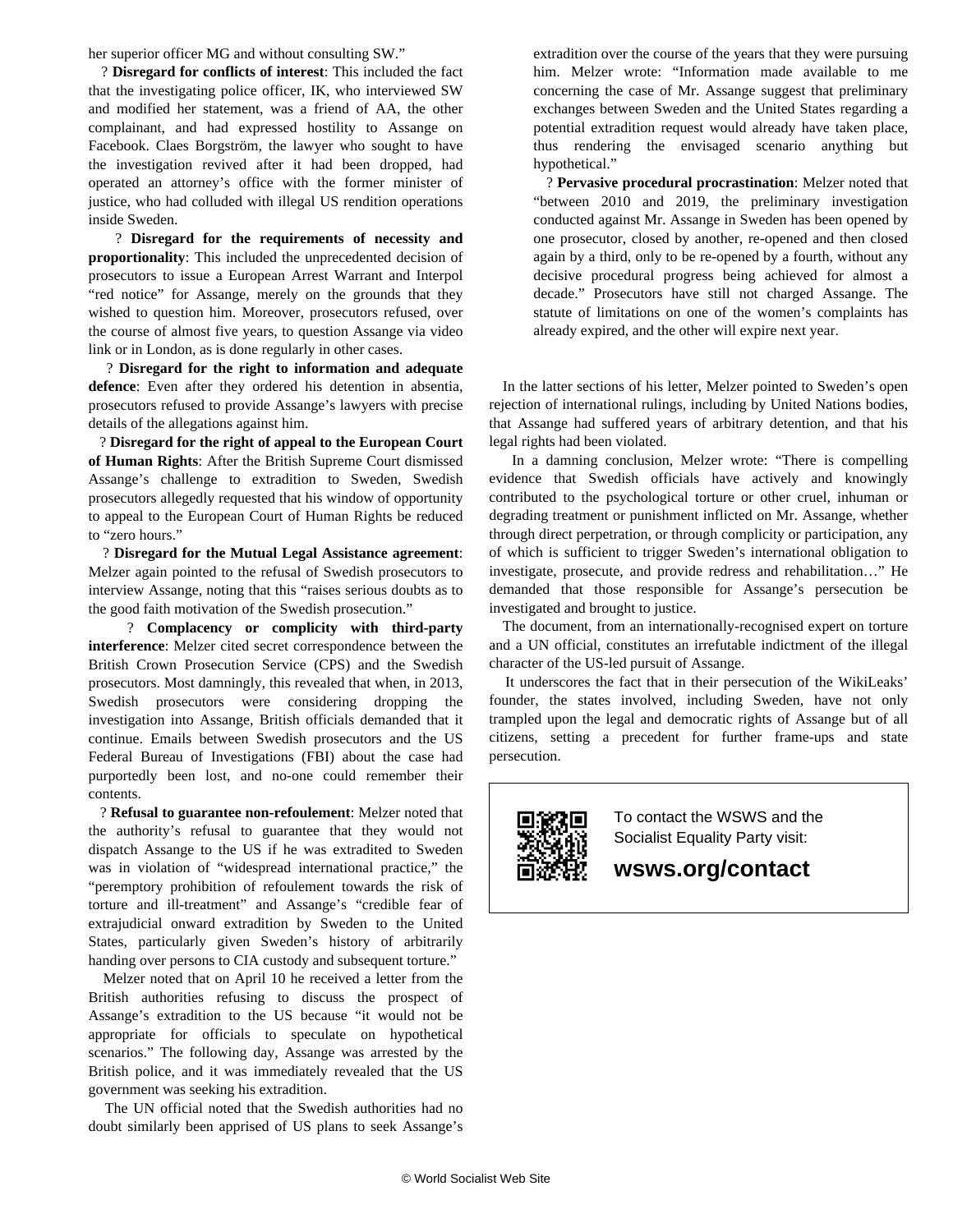her superior officer MG and without consulting SW."

? **Disregard for conflicts of interest**: This included the fact that the investigating police officer, IK, who interviewed SW and modified her statement, was a friend of AA, the other complainant, and had expressed hostility to Assange on Facebook. Claes Borgström, the lawyer who sought to have the investigation revived after it had been dropped, had operated an attorney's office with the former minister of justice, who had colluded with illegal US rendition operations inside Sweden.

? **Disregard for the requirements of necessity and proportionality**: This included the unprecedented decision of prosecutors to issue a European Arrest Warrant and Interpol "red notice" for Assange, merely on the grounds that they wished to question him. Moreover, prosecutors refused, over the course of almost five years, to question Assange via video link or in London, as is done regularly in other cases.

? **Disregard for the right to information and adequate defence**: Even after they ordered his detention in absentia, prosecutors refused to provide Assange's lawyers with precise details of the allegations against him.

? **Disregard for the right of appeal to the European Court of Human Rights**: After the British Supreme Court dismissed Assange's challenge to extradition to Sweden, Swedish prosecutors allegedly requested that his window of opportunity to appeal to the European Court of Human Rights be reduced to "zero hours."

? **Disregard for the Mutual Legal Assistance agreement**: Melzer again pointed to the refusal of Swedish prosecutors to interview Assange, noting that this "raises serious doubts as to the good faith motivation of the Swedish prosecution."

? **Complacency or complicity with third-party interference**: Melzer cited secret correspondence between the British Crown Prosecution Service (CPS) and the Swedish prosecutors. Most damningly, this revealed that when, in 2013, Swedish prosecutors were considering dropping the investigation into Assange, British officials demanded that it continue. Emails between Swedish prosecutors and the US Federal Bureau of Investigations (FBI) about the case had purportedly been lost, and no-one could remember their contents.

? **Refusal to guarantee non-refoulement**: Melzer noted that the authority's refusal to guarantee that they would not dispatch Assange to the US if he was extradited to Sweden was in violation of "widespread international practice," the "peremptory prohibition of refoulement towards the risk of torture and ill-treatment" and Assange's "credible fear of extrajudicial onward extradition by Sweden to the United States, particularly given Sweden's history of arbitrarily handing over persons to CIA custody and subsequent torture."

Melzer noted that on April 10 he received a letter from the British authorities refusing to discuss the prospect of Assange's extradition to the US because "it would not be appropriate for officials to speculate on hypothetical scenarios." The following day, Assange was arrested by the British police, and it was immediately revealed that the US government was seeking his extradition.

The UN official noted that the Swedish authorities had no doubt similarly been apprised of US plans to seek Assange's extradition over the course of the years that they were pursuing him. Melzer wrote: "Information made available to me concerning the case of Mr. Assange suggest that preliminary exchanges between Sweden and the United States regarding a potential extradition request would already have taken place, thus rendering the envisaged scenario anything but hypothetical."

? **Pervasive procedural procrastination**: Melzer noted that "between 2010 and 2019, the preliminary investigation conducted against Mr. Assange in Sweden has been opened by one prosecutor, closed by another, re-opened and then closed again by a third, only to be re-opened by a fourth, without any decisive procedural progress being achieved for almost a decade." Prosecutors have still not charged Assange. The statute of limitations on one of the women's complaints has already expired, and the other will expire next year.

In the latter sections of his letter, Melzer pointed to Sweden's open rejection of international rulings, including by United Nations bodies, that Assange had suffered years of arbitrary detention, and that his legal rights had been violated.

In a damning conclusion, Melzer wrote: "There is compelling evidence that Swedish officials have actively and knowingly contributed to the psychological torture or other cruel, inhuman or degrading treatment or punishment inflicted on Mr. Assange, whether through direct perpetration, or through complicity or participation, any of which is sufficient to trigger Sweden's international obligation to investigate, prosecute, and provide redress and rehabilitation…" He demanded that those responsible for Assange's persecution be investigated and brought to justice.

The document, from an internationally-recognised expert on torture and a UN official, constitutes an irrefutable indictment of the illegal character of the US-led pursuit of Assange.

It underscores the fact that in their persecution of the WikiLeaks' founder, the states involved, including Sweden, have not only trampled upon the legal and democratic rights of Assange but of all citizens, setting a precedent for further frame-ups and state persecution.

To contact the WSWS and the Socialist Equality Party visit:

**wsws.org/contact**